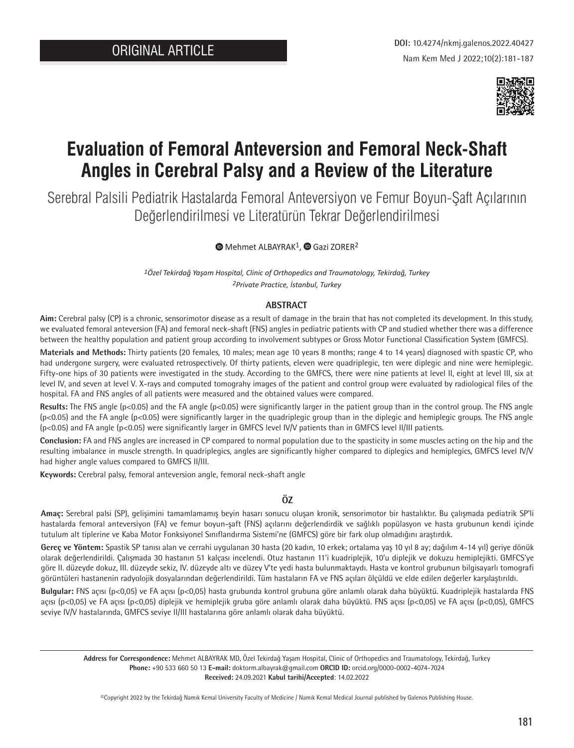ORIGINAL ARTICLE

DOI: 10.4274/nkmj.galenos.2022.40427

# Evaluation of Femoral Anteversion and Femoral Neck-Shaft Angles in Cerebral Palsy and a Review of the Literature

## Serebral Palsili Pediatrik Hastalarda Femoral Anteversiyon ve Femur Boyun-Şaft Açılarının Değerlendirilmesi ve Literatürün Tekrar Değerlendirilmesi

Mehmet ALBAYRAK[1], Gazi ZORER[2]

*[1]Özel Tekirdağ Yaşam Hospital, Clinic of Orthopedics and Traumatology, Tekirdağ, Turkey*
*[2]Private Practice, İstanbul, Turkey*

### ABSTRACT

**Aim:** Cerebral palsy (CP) is a chronic, sensorimotor disease as a result of damage in the brain that has not completed its development. In this study, we evaluated femoral anteversion (FA) and femoral neck-shaft (FNS) angles in pediatric patients with CP and studied whether there was a difference between the healthy population and patient group according to involvement subtypes or Gross Motor Functional Classification System (GMFCS).

**Materials and Methods:** Thirty patients (20 females, 10 males; mean age 10 years 8 months; range 4 to 14 years) diagnosed with spastic CP, who had undergone surgery, were evaluated retrospectively. Of thirty patients, eleven were quadriplegic, ten were diplegic and nine were hemiplegic. Fifty-one hips of 30 patients were investigated in the study. According to the GMFCS, there were nine patients at level II, eight at level III, six at level IV, and seven at level V. X-rays and computed tomograhy images of the patient and control group were evaluated by radiological files of the hospital. FA and FNS angles of all patients were measured and the obtained values were compared.

**Results:** The FNS angle ($p<0.05$) and the FA angle ($p<0.05$) were significantly larger in the patient group than in the control group. The FNS angle ($p<0.05$) and the FA angle ($p<0.05$) were significantly larger in the quadriplegic group than in the diplegic and hemiplegic groups. The FNS angle ($p<0.05$) and FA angle ($p<0.05$) were significantly larger in GMFCS level IV/V patients than in GMFCS level II/III patients.

**Conclusion:** FA and FNS angles are increased in CP compared to normal population due to the spasticity in some muscles acting on the hip and the resulting imbalance in muscle strength. In quadriplegics, angles are significantly higher compared to diplegics and hemiplegics, GMFCS level IV/V had higher angle values compared to GMFCS II/III.

**Keywords:** Cerebral palsy, femoral anteversion angle, femoral neck-shaft angle

### ÖZ

**Amaç:** Serebral palsi (SP), gelişimini tamamlamamış beyin hasarı sonucu oluşan kronik, sensorimotor bir hastalıktır. Bu çalışmada pediatrik SP'li hastalarda femoral anteversiyon (FA) ve femur boyun-şaft (FNS) açılarını değerlendirdik ve sağlıklı popülasyon ve hasta grubunun kendi içinde tutulum alt tiplerine ve Kaba Motor Fonksiyonel Sınıflandırma Sistemi'ne (GMFCS) göre bir fark olup olmadığını araştırdık.

**Gereç ve Yöntem:** Spastik SP tanısı alan ve cerrahi uygulanan 30 hasta (20 kadın, 10 erkek; ortalama yaş 10 yıl 8 ay; dağılım 4-14 yıl) geriye dönük olarak değerlendirildi. Çalışmada 30 hastanın 51 kalçası incelendi. Otuz hastanın 11'i kuadriplejik, 10'u diplejik ve dokuzu hemiplejikti. GMFCS'ye göre II. düzeyde dokuz, III. düzeyde sekiz, IV. düzeyde altı ve düzey V'te yedi hasta bulunmaktaydı. Hasta ve kontrol grubunun bilgisayarlı tomografi görüntüleri hastanenin radyolojik dosyalarından değerlendirildi. Tüm hastaların FA ve FNS açıları ölçüldü ve elde edilen değerler karşılaştırıldı.

**Bulgular:** FNS açısı ($p<0,05$) ve FA açısı ($p<0,05$) hasta grubunda kontrol grubuna göre anlamlı olarak daha büyüktü. Kuadriplejik hastalarda FNS açısı ($p<0,05$) ve FA açısı ($p<0,05$) diplejik ve hemiplejik gruba göre anlamlı olarak daha büyüktü. FNS açısı ($p<0,05$) ve FA açısı ($p<0,05$), GMFCS seviye IV/V hastalarında, GMFCS seviye II/III hastalarına göre anlamlı olarak daha büyüktü.

**Address for Correspondence:** Mehmet ALBAYRAK MD, Özel Tekirdağ Yaşam Hospital, Clinic of Orthopedics and Traumatology, Tekirdağ, Turkey
**Phone:** +90 533 660 50 13 **E-mail:** doktorm.albayrak@gmail.com **ORCID ID:** orcid.org/0000-0002-4074-7024
**Received:** 24.09.2021 **Kabul tarihi/Accepted**: 14.02.2022

©Copyright 2022 by the Tekirdağ Namık Kemal University Faculty of Medicine / Namık Kemal Medical Journal published by Galenos Publishing House.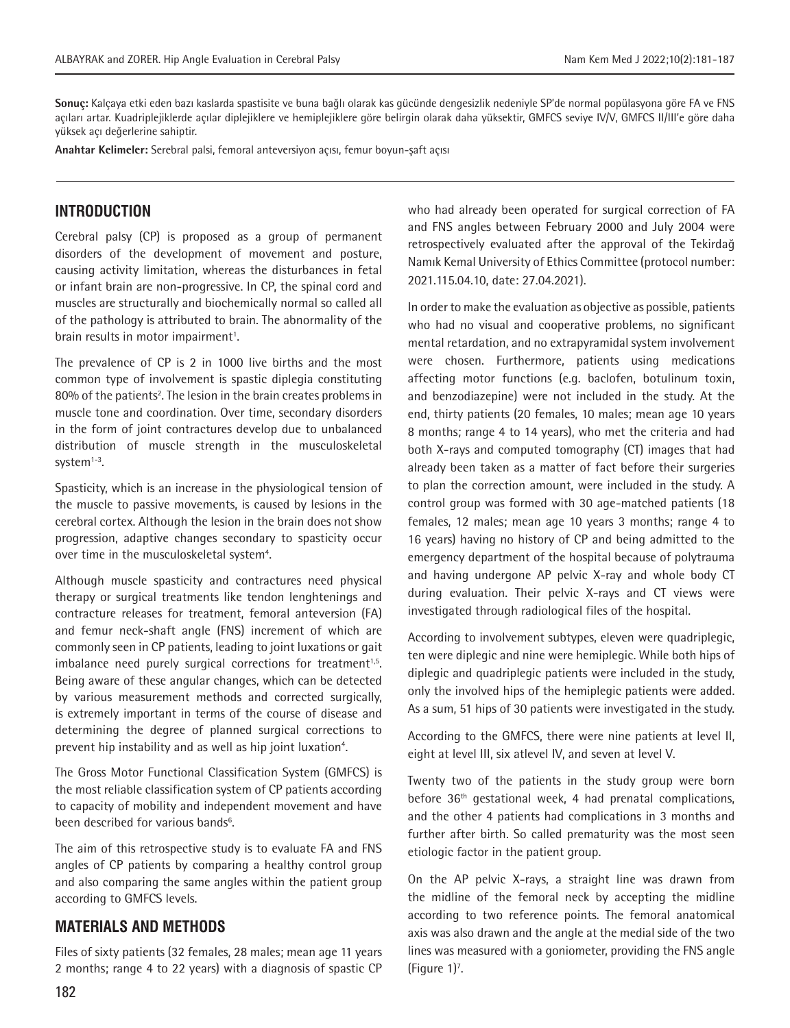**Sonuç:** Kalçaya etki eden bazı kaslarda spastisite ve buna bağlı olarak kas gücünde dengesizlik nedeniyle SP'de normal popülasyona göre FA ve FNS açıları artar. Kuadriplejiklerde açılar diplejiklere ve hemiplejiklere göre belirgin olarak daha yüksektir, GMFCS seviye IV/V, GMFCS II/III'e göre daha yüksek açı değerlerine sahiptir.

**Anahtar Kelimeler:** Serebral palsi, femoral anteversiyon açısı, femur boyun-şaft açısı

## INTRODUCTION

Cerebral palsy (CP) is proposed as a group of permanent disorders of the development of movement and posture, causing activity limitation, whereas the disturbances in fetal or infant brain are non-progressive. In CP, the spinal cord and muscles are structurally and biochemically normal so called all of the pathology is attributed to brain. The abnormality of the brain results in motor impairment[1].

The prevalence of CP is 2 in 1000 live births and the most common type of involvement is spastic diplegia constituting 80% of the patients[2]. The lesion in the brain creates problems in muscle tone and coordination. Over time, secondary disorders in the form of joint contractures develop due to unbalanced distribution of muscle strength in the musculoskeletal system[1-3].

Spasticity, which is an increase in the physiological tension of the muscle to passive movements, is caused by lesions in the cerebral cortex. Although the lesion in the brain does not show progression, adaptive changes secondary to spasticity occur over time in the musculoskeletal system[4].

Although muscle spasticity and contractures need physical therapy or surgical treatments like tendon lenghtenings and contracture releases for treatment, femoral anteversion (FA) and femur neck-shaft angle (FNS) increment of which are commonly seen in CP patients, leading to joint luxations or gait imbalance need purely surgical corrections for treatment[1,5]. Being aware of these angular changes, which can be detected by various measurement methods and corrected surgically, is extremely important in terms of the course of disease and determining the degree of planned surgical corrections to prevent hip instability and as well as hip joint luxation[4].

The Gross Motor Functional Classification System (GMFCS) is the most reliable classification system of CP patients according to capacity of mobility and independent movement and have been described for various bands[6].

The aim of this retrospective study is to evaluate FA and FNS angles of CP patients by comparing a healthy control group and also comparing the same angles within the patient group according to GMFCS levels.

## MATERIALS AND METHODS

Files of sixty patients (32 females, 28 males; mean age 11 years 2 months; range 4 to 22 years) with a diagnosis of spastic CP who had already been operated for surgical correction of FA and FNS angles between February 2000 and July 2004 were retrospectively evaluated after the approval of the Tekirdağ Namık Kemal University of Ethics Committee (protocol number: 2021.115.04.10, date: 27.04.2021).

In order to make the evaluation as objective as possible, patients who had no visual and cooperative problems, no significant mental retardation, and no extrapyramidal system involvement were chosen. Furthermore, patients using medications affecting motor functions (e.g. baclofen, botulinum toxin, and benzodiazepine) were not included in the study. At the end, thirty patients (20 females, 10 males; mean age 10 years 8 months; range 4 to 14 years), who met the criteria and had both X-rays and computed tomography (CT) images that had already been taken as a matter of fact before their surgeries to plan the correction amount, were included in the study. A control group was formed with 30 age-matched patients (18 females, 12 males; mean age 10 years 3 months; range 4 to 16 years) having no history of CP and being admitted to the emergency department of the hospital because of polytrauma and having undergone AP pelvic X-ray and whole body CT during evaluation. Their pelvic X-rays and CT views were investigated through radiological files of the hospital.

According to involvement subtypes, eleven were quadriplegic, ten were diplegic and nine were hemiplegic. While both hips of diplegic and quadriplegic patients were included in the study, only the involved hips of the hemiplegic patients were added. As a sum, 51 hips of 30 patients were investigated in the study.

According to the GMFCS, there were nine patients at level II, eight at level III, six atlevel IV, and seven at level V.

Twenty two of the patients in the study group were born before 36th gestational week, 4 had prenatal complications, and the other 4 patients had complications in 3 months and further after birth. So called prematurity was the most seen etiologic factor in the patient group.

On the AP pelvic X-rays, a straight line was drawn from the midline of the femoral neck by accepting the midline according to two reference points. The femoral anatomical axis was also drawn and the angle at the medial side of the two lines was measured with a goniometer, providing the FNS angle (Figure 1)[7].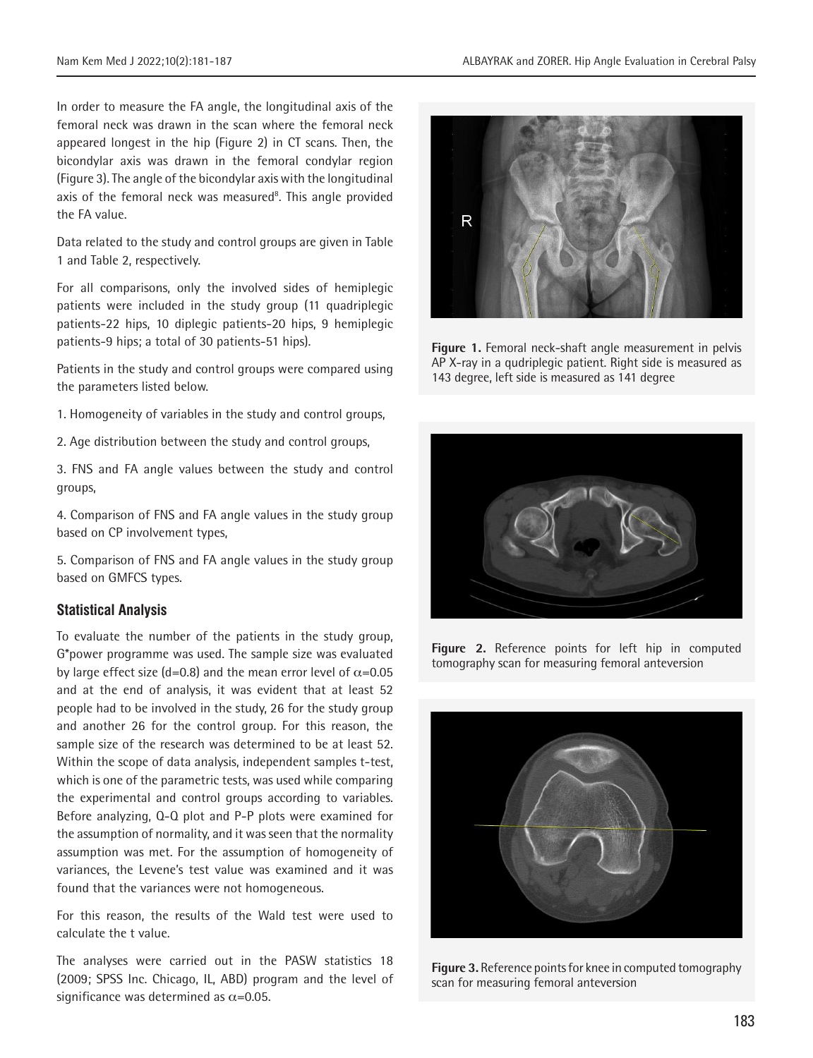In order to measure the FA angle, the longitudinal axis of the femoral neck was drawn in the scan where the femoral neck appeared longest in the hip (Figure 2) in CT scans. Then, the bicondylar axis was drawn in the femoral condylar region (Figure 3). The angle of the bicondylar axis with the longitudinal axis of the femoral neck was measured[8]. This angle provided the FA value.

Data related to the study and control groups are given in Table 1 and Table 2, respectively.

For all comparisons, only the involved sides of hemiplegic patients were included in the study group (11 quadriplegic patients-22 hips, 10 diplegic patients-20 hips, 9 hemiplegic patients-9 hips; a total of 30 patients-51 hips).

Patients in the study and control groups were compared using the parameters listed below.

1. Homogeneity of variables in the study and control groups,

2. Age distribution between the study and control groups,

3. FNS and FA angle values between the study and control groups,

4. Comparison of FNS and FA angle values in the study group based on CP involvement types,

5. Comparison of FNS and FA angle values in the study group based on GMFCS types.

### Statistical Analysis

To evaluate the number of the patients in the study group, G*power programme was used. The sample size was evaluated by large effect size (d=0.8) and the mean error level of $\alpha$=0.05 and at the end of analysis, it was evident that at least 52 people had to be involved in the study, 26 for the study group and another 26 for the control group. For this reason, the sample size of the research was determined to be at least 52. Within the scope of data analysis, independent samples t-test, which is one of the parametric tests, was used while comparing the experimental and control groups according to variables. Before analyzing, Q-Q plot and P-P plots were examined for the assumption of normality, and it was seen that the normality assumption was met. For the assumption of homogeneity of variances, the Levene's test value was examined and it was found that the variances were not homogeneous.

For this reason, the results of the Wald test were used to calculate the t value.

The analyses were carried out in the PASW statistics 18 (2009; SPSS Inc. Chicago, IL, ABD) program and the level of significance was determined as $\alpha$=0.05.

**Figure 1.** Femoral neck-shaft angle measurement in pelvis AP X-ray in a qudriplegic patient. Right side is measured as 143 degree, left side is measured as 141 degree

**Figure 2.** Reference points for left hip in computed tomography scan for measuring femoral anteversion

**Figure 3.** Reference points for knee in computed tomography scan for measuring femoral anteversion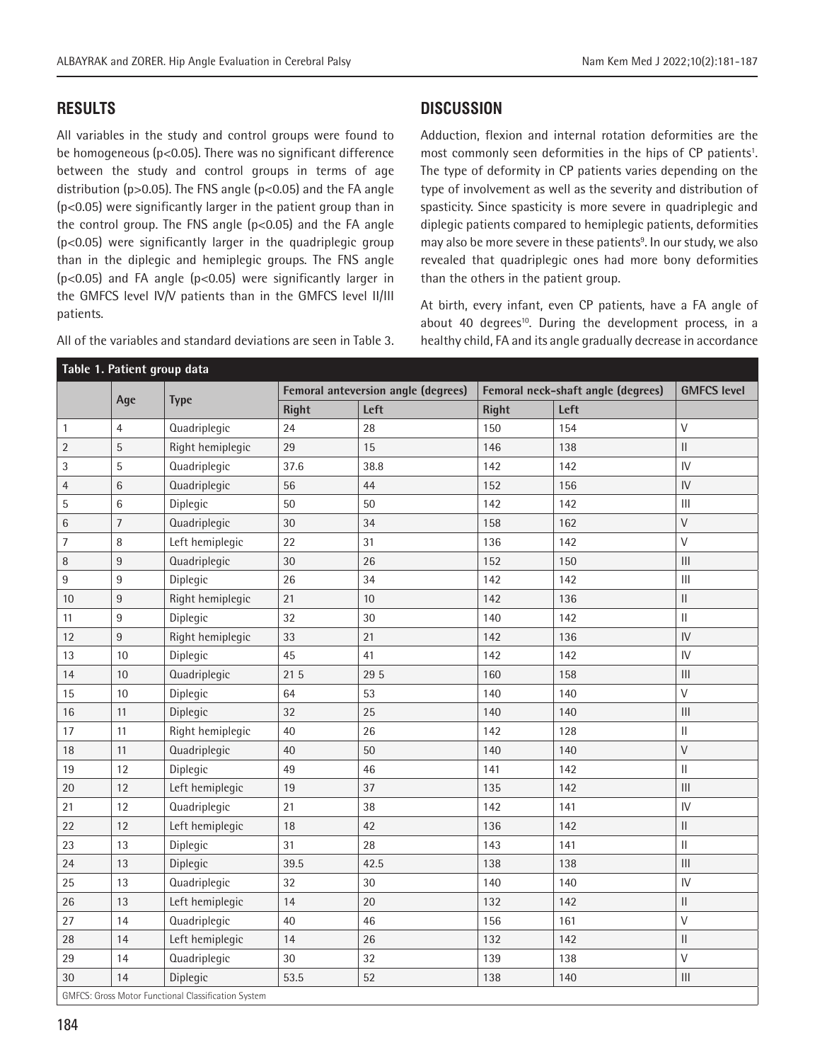## RESULTS

All variables in the study and control groups were found to be homogeneous ($p<0.05$). There was no significant difference between the study and control groups in terms of age distribution ($p>0.05$). The FNS angle ($p<0.05$) and the FA angle ($p<0.05$) were significantly larger in the patient group than in the control group. The FNS angle ($p<0.05$) and the FA angle ($p<0.05$) were significantly larger in the quadriplegic group than in the diplegic and hemiplegic groups. The FNS angle ($p<0.05$) and FA angle ($p<0.05$) were significantly larger in the GMFCS level IV/V patients than in the GMFCS level II/III patients.

All of the variables and standard deviations are seen in Table 3.

## DISCUSSION

Adduction, flexion and internal rotation deformities are the most commonly seen deformities in the hips of CP patients[1]. The type of deformity in CP patients varies depending on the type of involvement as well as the severity and distribution of spasticity. Since spasticity is more severe in quadriplegic and diplegic patients compared to hemiplegic patients, deformities may also be more severe in these patients[9]. In our study, we also revealed that quadriplegic ones had more bony deformities than the others in the patient group.

At birth, every infant, even CP patients, have a FA angle of about 40 degrees[10]. During the development process, in a healthy child, FA and its angle gradually decrease in accordance

**Table 1. Patient group data**

| | Age | Type | Femoral anteversion angle (degrees) | | Femoral neck-shaft angle (degrees) | | GMFCS level |
|---|---|---|---|---|---|---|---|
| | | | Right | Left | Right | Left | |
| 1 | 4 | Quadriplegic | 24 | 28 | 150 | 154 | V |
| 2 | 5 | Right hemiplegic | 29 | 15 | 146 | 138 | II |
| 3 | 5 | Quadriplegic | 37.6 | 38.8 | 142 | 142 | IV |
| 4 | 6 | Quadriplegic | 56 | 44 | 152 | 156 | IV |
| 5 | 6 | Diplegic | 50 | 50 | 142 | 142 | III |
| 6 | 7 | Quadriplegic | 30 | 34 | 158 | 162 | V |
| 7 | 8 | Left hemiplegic | 22 | 31 | 136 | 142 | V |
| 8 | 9 | Quadriplegic | 30 | 26 | 152 | 150 | III |
| 9 | 9 | Diplegic | 26 | 34 | 142 | 142 | III |
| 10 | 9 | Right hemiplegic | 21 | 10 | 142 | 136 | II |
| 11 | 9 | Diplegic | 32 | 30 | 140 | 142 | II |
| 12 | 9 | Right hemiplegic | 33 | 21 | 142 | 136 | IV |
| 13 | 10 | Diplegic | 45 | 41 | 142 | 142 | IV |
| 14 | 10 | Quadriplegic | 21 5 | 29 5 | 160 | 158 | III |
| 15 | 10 | Diplegic | 64 | 53 | 140 | 140 | V |
| 16 | 11 | Diplegic | 32 | 25 | 140 | 140 | III |
| 17 | 11 | Right hemiplegic | 40 | 26 | 142 | 128 | II |
| 18 | 11 | Quadriplegic | 40 | 50 | 140 | 140 | V |
| 19 | 12 | Diplegic | 49 | 46 | 141 | 142 | II |
| 20 | 12 | Left hemiplegic | 19 | 37 | 135 | 142 | III |
| 21 | 12 | Quadriplegic | 21 | 38 | 142 | 141 | IV |
| 22 | 12 | Left hemiplegic | 18 | 42 | 136 | 142 | II |
| 23 | 13 | Diplegic | 31 | 28 | 143 | 141 | II |
| 24 | 13 | Diplegic | 39.5 | 42.5 | 138 | 138 | III |
| 25 | 13 | Quadriplegic | 32 | 30 | 140 | 140 | IV |
| 26 | 13 | Left hemiplegic | 14 | 20 | 132 | 142 | II |
| 27 | 14 | Quadriplegic | 40 | 46 | 156 | 161 | V |
| 28 | 14 | Left hemiplegic | 14 | 26 | 132 | 142 | II |
| 29 | 14 | Quadriplegic | 30 | 32 | 139 | 138 | V |
| 30 | 14 | Diplegic | 53.5 | 52 | 138 | 140 | III |

GMFCS: Gross Motor Functional Classification System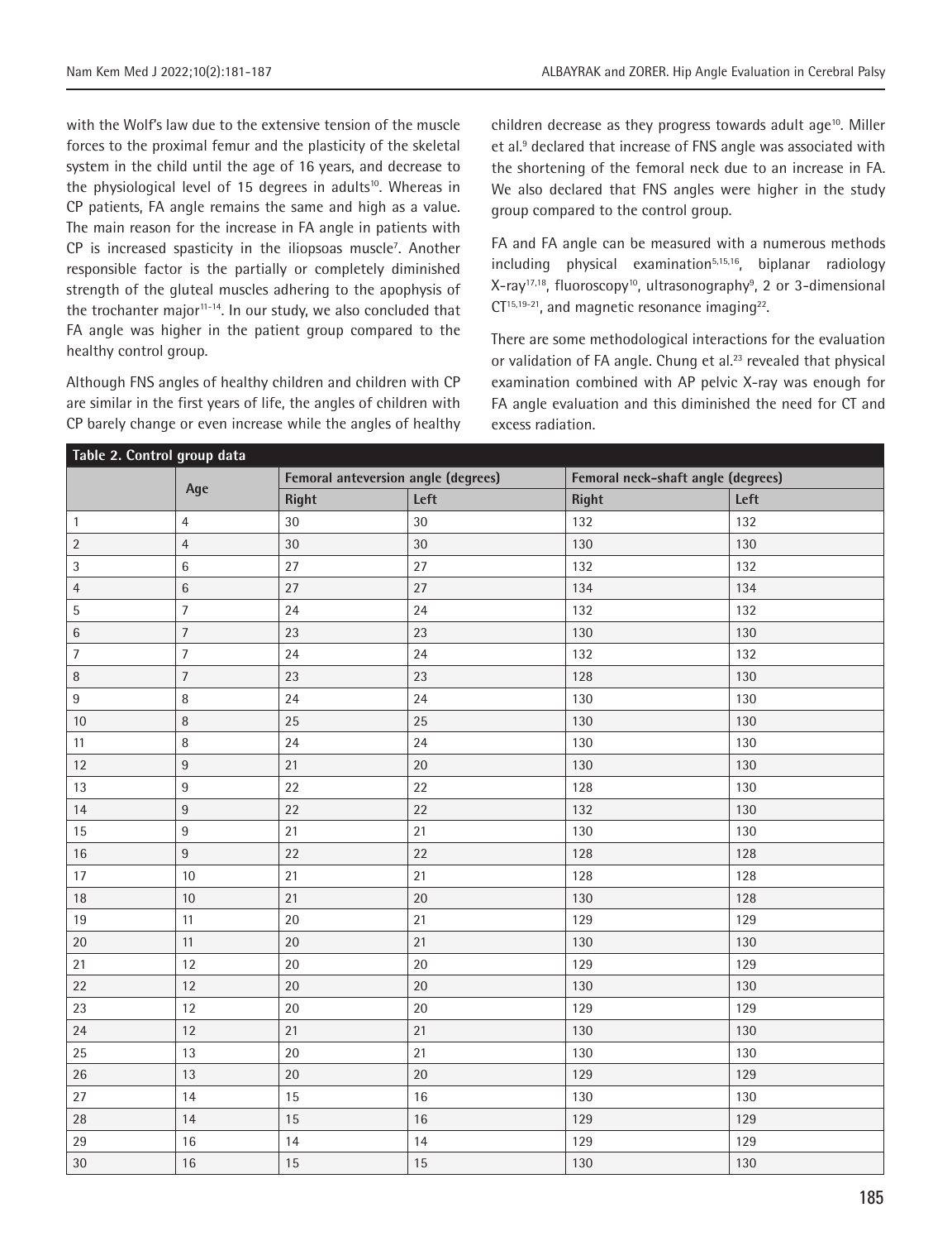with the Wolf's law due to the extensive tension of the muscle forces to the proximal femur and the plasticity of the skeletal system in the child until the age of 16 years, and decrease to the physiological level of 15 degrees in adults[10]. Whereas in CP patients, FA angle remains the same and high as a value. The main reason for the increase in FA angle in patients with CP is increased spasticity in the iliopsoas muscle[7]. Another responsible factor is the partially or completely diminished strength of the gluteal muscles adhering to the apophysis of the trochanter major[11-14]. In our study, we also concluded that FA angle was higher in the patient group compared to the healthy control group.

Although FNS angles of healthy children and children with CP are similar in the first years of life, the angles of children with CP barely change or even increase while the angles of healthy children decrease as they progress towards adult age[10]. Miller et al.[9] declared that increase of FNS angle was associated with the shortening of the femoral neck due to an increase in FA. We also declared that FNS angles were higher in the study group compared to the control group.

FA and FA angle can be measured with a numerous methods including physical examination[5,15,16], biplanar radiology X-ray[17,18], fluoroscopy[10], ultrasonography[9], 2 or 3-dimensional CT[15,19-21], and magnetic resonance imaging[22].

There are some methodological interactions for the evaluation or validation of FA angle. Chung et al.[23] revealed that physical examination combined with AP pelvic X-ray was enough for FA angle evaluation and this diminished the need for CT and excess radiation.

**Table 2. Control group data**

| | Age | Femoral anteversion angle (degrees) | | Femoral neck-shaft angle (degrees) | |
|---|---|---|---|---|---|
| | | Right | Left | Right | Left |
| 1 | 4 | 30 | 30 | 132 | 132 |
| 2 | 4 | 30 | 30 | 130 | 130 |
| 3 | 6 | 27 | 27 | 132 | 132 |
| 4 | 6 | 27 | 27 | 134 | 134 |
| 5 | 7 | 24 | 24 | 132 | 132 |
| 6 | 7 | 23 | 23 | 130 | 130 |
| 7 | 7 | 24 | 24 | 132 | 132 |
| 8 | 7 | 23 | 23 | 128 | 130 |
| 9 | 8 | 24 | 24 | 130 | 130 |
| 10 | 8 | 25 | 25 | 130 | 130 |
| 11 | 8 | 24 | 24 | 130 | 130 |
| 12 | 9 | 21 | 20 | 130 | 130 |
| 13 | 9 | 22 | 22 | 128 | 130 |
| 14 | 9 | 22 | 22 | 132 | 130 |
| 15 | 9 | 21 | 21 | 130 | 130 |
| 16 | 9 | 22 | 22 | 128 | 128 |
| 17 | 10 | 21 | 21 | 128 | 128 |
| 18 | 10 | 21 | 20 | 130 | 128 |
| 19 | 11 | 20 | 21 | 129 | 129 |
| 20 | 11 | 20 | 21 | 130 | 130 |
| 21 | 12 | 20 | 20 | 129 | 129 |
| 22 | 12 | 20 | 20 | 130 | 130 |
| 23 | 12 | 20 | 20 | 129 | 129 |
| 24 | 12 | 21 | 21 | 130 | 130 |
| 25 | 13 | 20 | 21 | 130 | 130 |
| 26 | 13 | 20 | 20 | 129 | 129 |
| 27 | 14 | 15 | 16 | 130 | 130 |
| 28 | 14 | 15 | 16 | 129 | 129 |
| 29 | 16 | 14 | 14 | 129 | 129 |
| 30 | 16 | 15 | 15 | 130 | 130 |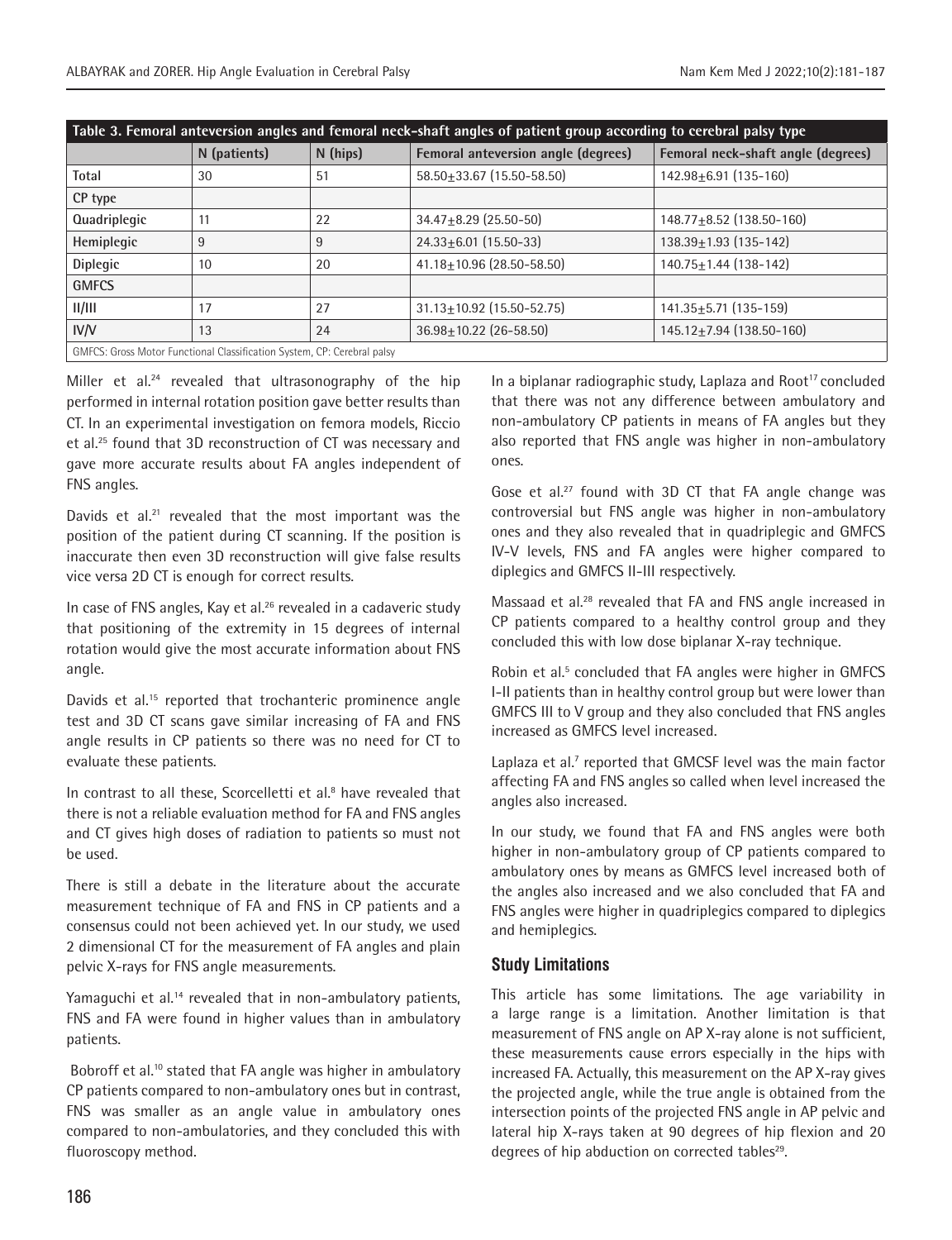**Table 3. Femoral anteversion angles and femoral neck-shaft angles of patient group according to cerebral palsy type**

| | N (patients) | N (hips) | Femoral anteversion angle (degrees) | Femoral neck-shaft angle (degrees) |
|---|---|---|---|---|
| Total | 30 | 51 | 58.50±33.67 (15.50-58.50) | 142.98±6.91 (135-160) |
| CP type | | | | |
| Quadriplegic | 11 | 22 | 34.47±8.29 (25.50-50) | 148.77±8.52 (138.50-160) |
| Hemiplegic | 9 | 9 | 24.33±6.01 (15.50-33) | 138.39±1.93 (135-142) |
| Diplegic | 10 | 20 | 41.18±10.96 (28.50-58.50) | 140.75±1.44 (138-142) |
| GMFCS | | | | |
| II/III | 17 | 27 | 31.13±10.92 (15.50-52.75) | 141.35±5.71 (135-159) |
| IV/V | 13 | 24 | 36.98±10.22 (26-58.50) | 145.12±7.94 (138.50-160) |

GMFCS: Gross Motor Functional Classification System, CP: Cerebral palsy

Miller et al.[24] revealed that ultrasonography of the hip performed in internal rotation position gave better results than CT. In an experimental investigation on femora models, Riccio et al.[25] found that 3D reconstruction of CT was necessary and gave more accurate results about FA angles independent of FNS angles.

Davids et al.[21] revealed that the most important was the position of the patient during CT scanning. If the position is inaccurate then even 3D reconstruction will give false results vice versa 2D CT is enough for correct results.

In case of FNS angles, Kay et al.[26] revealed in a cadaveric study that positioning of the extremity in 15 degrees of internal rotation would give the most accurate information about FNS angle.

Davids et al.[15] reported that trochanteric prominence angle test and 3D CT scans gave similar increasing of FA and FNS angle results in CP patients so there was no need for CT to evaluate these patients.

In contrast to all these, Scorcelletti et al.[8] have revealed that there is not a reliable evaluation method for FA and FNS angles and CT gives high doses of radiation to patients so must not be used.

There is still a debate in the literature about the accurate measurement technique of FA and FNS in CP patients and a consensus could not been achieved yet. In our study, we used 2 dimensional CT for the measurement of FA angles and plain pelvic X-rays for FNS angle measurements.

Yamaguchi et al.[14] revealed that in non-ambulatory patients, FNS and FA were found in higher values than in ambulatory patients.

Bobroff et al.[10] stated that FA angle was higher in ambulatory CP patients compared to non-ambulatory ones but in contrast, FNS was smaller as an angle value in ambulatory ones compared to non-ambulatories, and they concluded this with fluoroscopy method.

In a biplanar radiographic study, Laplaza and Root[17] concluded that there was not any difference between ambulatory and non-ambulatory CP patients in means of FA angles but they also reported that FNS angle was higher in non-ambulatory ones.

Gose et al.[27] found with 3D CT that FA angle change was controversial but FNS angle was higher in non-ambulatory ones and they also revealed that in quadriplegic and GMFCS IV-V levels, FNS and FA angles were higher compared to diplegics and GMFCS II-III respectively.

Massaad et al.[28] revealed that FA and FNS angle increased in CP patients compared to a healthy control group and they concluded this with low dose biplanar X-ray technique.

Robin et al.[5] concluded that FA angles were higher in GMFCS I-II patients than in healthy control group but were lower than GMFCS III to V group and they also concluded that FNS angles increased as GMFCS level increased.

Laplaza et al.[7] reported that GMCSF level was the main factor affecting FA and FNS angles so called when level increased the angles also increased.

In our study, we found that FA and FNS angles were both higher in non-ambulatory group of CP patients compared to ambulatory ones by means as GMFCS level increased both of the angles also increased and we also concluded that FA and FNS angles were higher in quadriplegics compared to diplegics and hemiplegics.

## Study Limitations

This article has some limitations. The age variability in a large range is a limitation. Another limitation is that measurement of FNS angle on AP X-ray alone is not sufficient, these measurements cause errors especially in the hips with increased FA. Actually, this measurement on the AP X-ray gives the projected angle, while the true angle is obtained from the intersection points of the projected FNS angle in AP pelvic and lateral hip X-rays taken at 90 degrees of hip flexion and 20 degrees of hip abduction on corrected tables[29].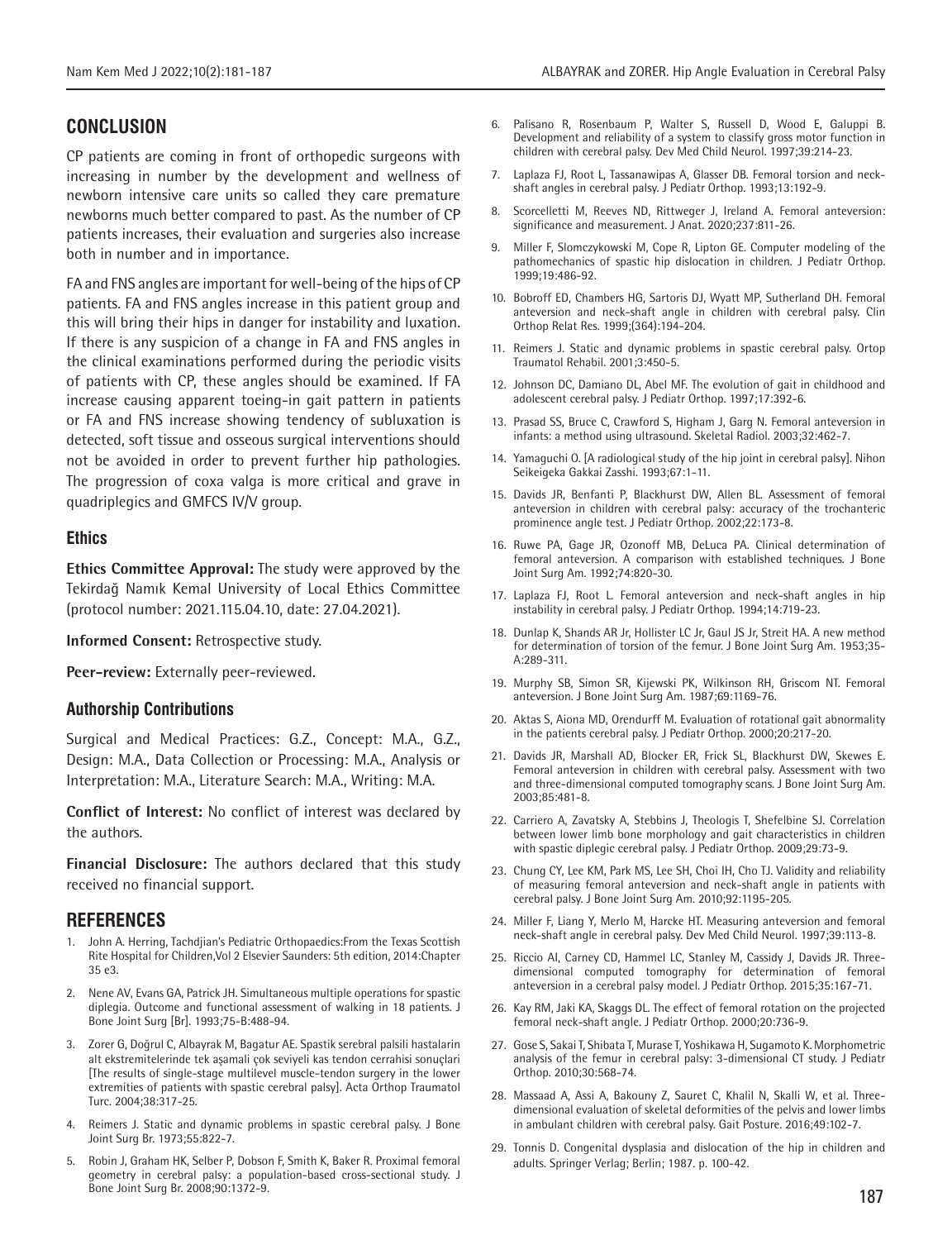## CONCLUSION

CP patients are coming in front of orthopedic surgeons with increasing in number by the development and wellness of newborn intensive care units so called they care premature newborns much better compared to past. As the number of CP patients increases, their evaluation and surgeries also increase both in number and in importance.

FA and FNS angles are important for well-being of the hips of CP patients. FA and FNS angles increase in this patient group and this will bring their hips in danger for instability and luxation. If there is any suspicion of a change in FA and FNS angles in the clinical examinations performed during the periodic visits of patients with CP, these angles should be examined. If FA increase causing apparent toeing-in gait pattern in patients or FA and FNS increase showing tendency of subluxation is detected, soft tissue and osseous surgical interventions should not be avoided in order to prevent further hip pathologies. The progression of coxa valga is more critical and grave in quadriplegics and GMFCS IV/V group.

### Ethics

**Ethics Committee Approval:** The study were approved by the Tekirdağ Namık Kemal University of Local Ethics Committee (protocol number: 2021.115.04.10, date: 27.04.2021).

**Informed Consent:** Retrospective study.

**Peer-review:** Externally peer-reviewed.

### Authorship Contributions

Surgical and Medical Practices: G.Z., Concept: M.A., G.Z., Design: M.A., Data Collection or Processing: M.A., Analysis or Interpretation: M.A., Literature Search: M.A., Writing: M.A.

**Conflict of Interest:** No conflict of interest was declared by the authors.

**Financial Disclosure:** The authors declared that this study received no financial support.

## REFERENCES

1. John A. Herring, Tachdjian's Pediatric Orthopaedics:From the Texas Scottish Rite Hospital for Children,Vol 2 Elsevier Saunders: 5th edition, 2014:Chapter 35 e3.
2. Nene AV, Evans GA, Patrick JH. Simultaneous multiple operations for spastic diplegia. Outcome and functional assessment of walking in 18 patients. J Bone Joint Surg [Br]. 1993;75-B:488-94.
3. Zorer G, Doğrul C, Albayrak M, Bagatur AE. Spastik serebral palsili hastalarin alt ekstremitelerinde tek aşamali çok seviyeli kas tendon cerrahisi sonuçlari [The results of single-stage multilevel muscle-tendon surgery in the lower extremities of patients with spastic cerebral palsy]. Acta Orthop Traumatol Turc. 2004;38:317-25.
4. Reimers J. Static and dynamic problems in spastic cerebral palsy. J Bone Joint Surg Br. 1973;55:822-7.
5. Robin J, Graham HK, Selber P, Dobson F, Smith K, Baker R. Proximal femoral geometry in cerebral palsy: a population-based cross-sectional study. J Bone Joint Surg Br. 2008;90:1372-9.
6. Palisano R, Rosenbaum P, Walter S, Russell D, Wood E, Galuppi B. Development and reliability of a system to classify gross motor function in children with cerebral palsy. Dev Med Child Neurol. 1997;39:214-23.
7. Laplaza FJ, Root L, Tassanawipas A, Glasser DB. Femoral torsion and neck-shaft angles in cerebral palsy. J Pediatr Orthop. 1993;13:192-9.
8. Scorcelletti M, Reeves ND, Rittweger J, Ireland A. Femoral anteversion: significance and measurement. J Anat. 2020;237:811-26.
9. Miller F, Slomczykowski M, Cope R, Lipton GE. Computer modeling of the pathomechanics of spastic hip dislocation in children. J Pediatr Orthop. 1999;19:486-92.
10. Bobroff ED, Chambers HG, Sartoris DJ, Wyatt MP, Sutherland DH. Femoral anteversion and neck-shaft angle in children with cerebral palsy. Clin Orthop Relat Res. 1999;(364):194-204.
11. Reimers J. Static and dynamic problems in spastic cerebral palsy. Ortop Traumatol Rehabil. 2001;3:450-5.
12. Johnson DC, Damiano DL, Abel MF. The evolution of gait in childhood and adolescent cerebral palsy. J Pediatr Orthop. 1997;17:392-6.
13. Prasad SS, Bruce C, Crawford S, Higham J, Garg N. Femoral anteversion in infants: a method using ultrasound. Skeletal Radiol. 2003;32:462-7.
14. Yamaguchi O. [A radiological study of the hip joint in cerebral palsy]. Nihon Seikeigeka Gakkai Zasshi. 1993;67:1-11.
15. Davids JR, Benfanti P, Blackhurst DW, Allen BL. Assessment of femoral anteversion in children with cerebral palsy: accuracy of the trochanteric prominence angle test. J Pediatr Orthop. 2002;22:173-8.
16. Ruwe PA, Gage JR, Ozonoff MB, DeLuca PA. Clinical determination of femoral anteversion. A comparison with established techniques. J Bone Joint Surg Am. 1992;74:820-30.
17. Laplaza FJ, Root L. Femoral anteversion and neck-shaft angles in hip instability in cerebral palsy. J Pediatr Orthop. 1994;14:719-23.
18. Dunlap K, Shands AR Jr, Hollister LC Jr, Gaul JS Jr, Streit HA. A new method for determination of torsion of the femur. J Bone Joint Surg Am. 1953;35-A:289-311.
19. Murphy SB, Simon SR, Kijewski PK, Wilkinson RH, Griscom NT. Femoral anteversion. J Bone Joint Surg Am. 1987;69:1169-76.
20. Aktas S, Aiona MD, Orendurff M. Evaluation of rotational gait abnormality in the patients cerebral palsy. J Pediatr Orthop. 2000;20:217-20.
21. Davids JR, Marshall AD, Blocker ER, Frick SL, Blackhurst DW, Skewes E. Femoral anteversion in children with cerebral palsy. Assessment with two and three-dimensional computed tomography scans. J Bone Joint Surg Am. 2003;85:481-8.
22. Carriero A, Zavatsky A, Stebbins J, Theologis T, Shefelbine SJ. Correlation between lower limb bone morphology and gait characteristics in children with spastic diplegic cerebral palsy. J Pediatr Orthop. 2009;29:73-9.
23. Chung CY, Lee KM, Park MS, Lee SH, Choi IH, Cho TJ. Validity and reliability of measuring femoral anteversion and neck-shaft angle in patients with cerebral palsy. J Bone Joint Surg Am. 2010;92:1195-205.
24. Miller F, Liang Y, Merlo M, Harcke HT. Measuring anteversion and femoral neck-shaft angle in cerebral palsy. Dev Med Child Neurol. 1997;39:113-8.
25. Riccio AI, Carney CD, Hammel LC, Stanley M, Cassidy J, Davids JR. Three-dimensional computed tomography for determination of femoral anteversion in a cerebral palsy model. J Pediatr Orthop. 2015;35:167-71.
26. Kay RM, Jaki KA, Skaggs DL. The effect of femoral rotation on the projected femoral neck-shaft angle. J Pediatr Orthop. 2000;20:736-9.
27. Gose S, Sakai T, Shibata T, Murase T, Yoshikawa H, Sugamoto K. Morphometric analysis of the femur in cerebral palsy: 3-dimensional CT study. J Pediatr Orthop. 2010;30:568-74.
28. Massaad A, Assi A, Bakouny Z, Sauret C, Khalil N, Skalli W, et al. Three-dimensional evaluation of skeletal deformities of the pelvis and lower limbs in ambulant children with cerebral palsy. Gait Posture. 2016;49:102-7.
29. Tonnis D. Congenital dysplasia and dislocation of the hip in children and adults. Springer Verlag; Berlin; 1987. p. 100-42.